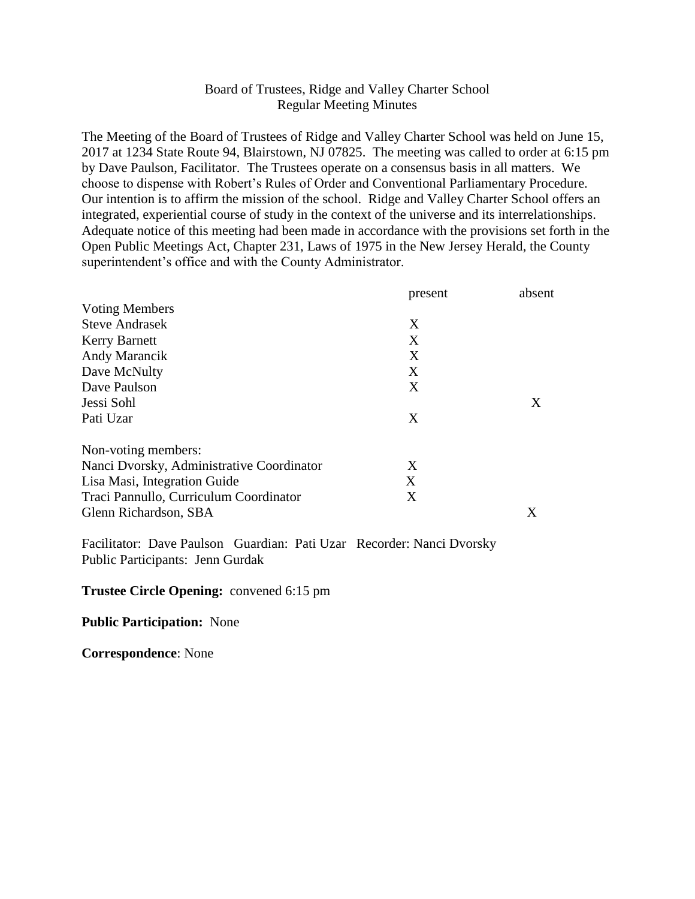Board of Trustees, Ridge and Valley Charter School
Regular Meeting Minutes

The Meeting of the Board of Trustees of Ridge and Valley Charter School was held on June 15, 2017 at 1234 State Route 94, Blairstown, NJ 07825. The meeting was called to order at 6:15 pm by Dave Paulson, Facilitator. The Trustees operate on a consensus basis in all matters. We choose to dispense with Robert's Rules of Order and Conventional Parliamentary Procedure. Our intention is to affirm the mission of the school. Ridge and Valley Charter School offers an integrated, experiential course of study in the context of the universe and its interrelationships. Adequate notice of this meeting had been made in accordance with the provisions set forth in the Open Public Meetings Act, Chapter 231, Laws of 1975 in the New Jersey Herald, the County superintendent's office and with the County Administrator.

| | present | absent |
|---|---|---|
| Voting Members | | |
| Steve Andrasek | X | |
| Kerry Barnett | X | |
| Andy Marancik | X | |
| Dave McNulty | X | |
| Dave Paulson | X | |
| Jessi Sohl | | X |
| Pati Uzar | X | |
| Non-voting members: | | |
| Nanci Dvorsky, Administrative Coordinator | X | |
| Lisa Masi, Integration Guide | X | |
| Traci Pannullo, Curriculum Coordinator | X | |
| Glenn Richardson, SBA | | X |

Facilitator: Dave Paulson Guardian: Pati Uzar Recorder: Nanci Dvorsky
Public Participants: Jenn Gurdak

**Trustee Circle Opening:** convened 6:15 pm

**Public Participation:** None

**Correspondence**: None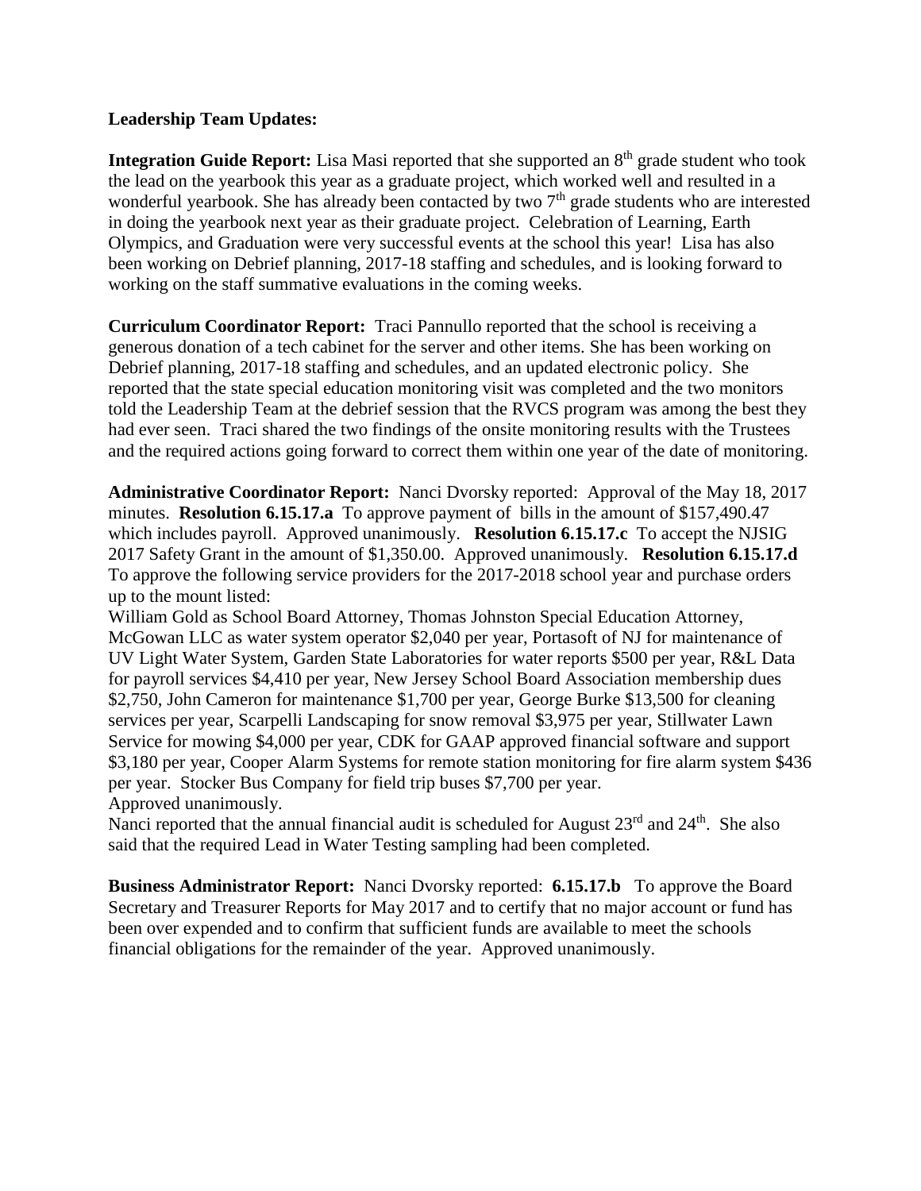**Leadership Team Updates:**

**Integration Guide Report:** Lisa Masi reported that she supported an 8th grade student who took the lead on the yearbook this year as a graduate project, which worked well and resulted in a wonderful yearbook. She has already been contacted by two 7th grade students who are interested in doing the yearbook next year as their graduate project. Celebration of Learning, Earth Olympics, and Graduation were very successful events at the school this year! Lisa has also been working on Debrief planning, 2017-18 staffing and schedules, and is looking forward to working on the staff summative evaluations in the coming weeks.

**Curriculum Coordinator Report:** Traci Pannullo reported that the school is receiving a generous donation of a tech cabinet for the server and other items. She has been working on Debrief planning, 2017-18 staffing and schedules, and an updated electronic policy. She reported that the state special education monitoring visit was completed and the two monitors told the Leadership Team at the debrief session that the RVCS program was among the best they had ever seen. Traci shared the two findings of the onsite monitoring results with the Trustees and the required actions going forward to correct them within one year of the date of monitoring.

**Administrative Coordinator Report:** Nanci Dvorsky reported: Approval of the May 18, 2017 minutes. **Resolution 6.15.17.a** To approve payment of bills in the amount of $157,490.47 which includes payroll. Approved unanimously. **Resolution 6.15.17.c** To accept the NJSIG 2017 Safety Grant in the amount of $1,350.00. Approved unanimously. **Resolution 6.15.17.d** To approve the following service providers for the 2017-2018 school year and purchase orders up to the mount listed:

William Gold as School Board Attorney, Thomas Johnston Special Education Attorney, McGowan LLC as water system operator $2,040 per year, Portasoft of NJ for maintenance of UV Light Water System, Garden State Laboratories for water reports $500 per year, R&L Data for payroll services $4,410 per year, New Jersey School Board Association membership dues $2,750, John Cameron for maintenance $1,700 per year, George Burke $13,500 for cleaning services per year, Scarpelli Landscaping for snow removal $3,975 per year, Stillwater Lawn Service for mowing $4,000 per year, CDK for GAAP approved financial software and support $3,180 per year, Cooper Alarm Systems for remote station monitoring for fire alarm system $436 per year. Stocker Bus Company for field trip buses $7,700 per year.
Approved unanimously.
Nanci reported that the annual financial audit is scheduled for August 23rd and 24th. She also said that the required Lead in Water Testing sampling had been completed.

**Business Administrator Report:** Nanci Dvorsky reported: **6.15.17.b** To approve the Board Secretary and Treasurer Reports for May 2017 and to certify that no major account or fund has been over expended and to confirm that sufficient funds are available to meet the schools financial obligations for the remainder of the year. Approved unanimously.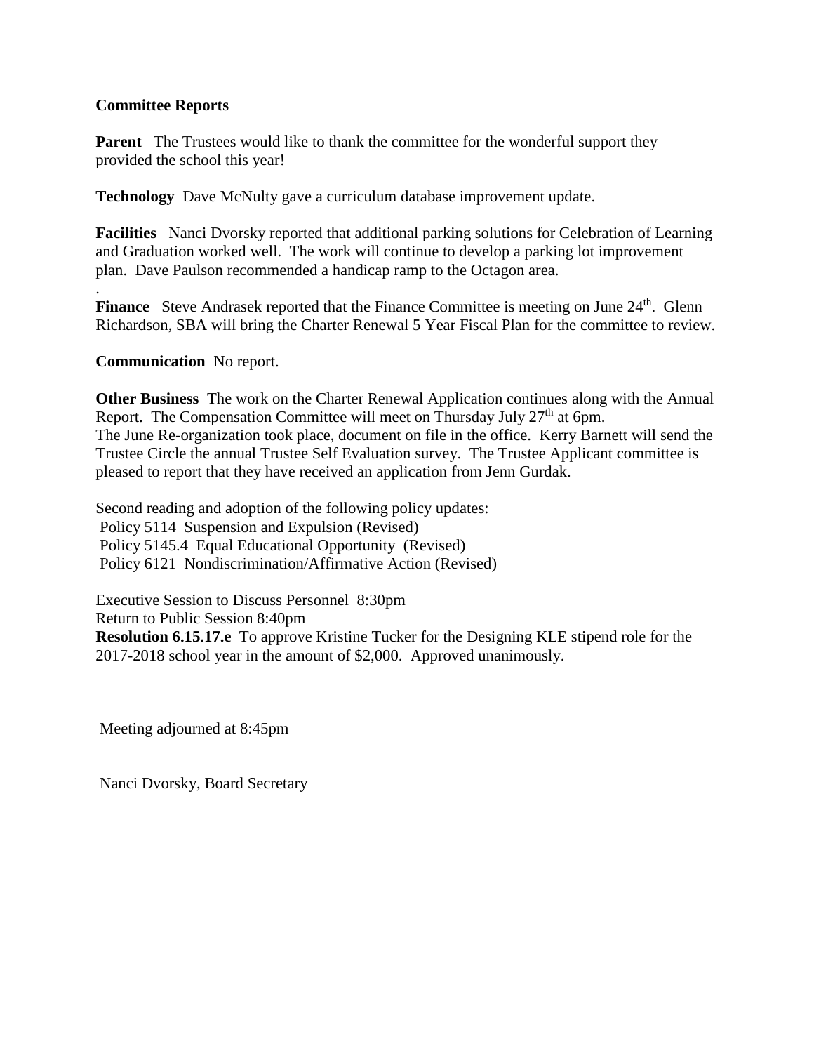**Committee Reports**

**Parent** The Trustees would like to thank the committee for the wonderful support they provided the school this year!

**Technology** Dave McNulty gave a curriculum database improvement update.

**Facilities** Nanci Dvorsky reported that additional parking solutions for Celebration of Learning and Graduation worked well. The work will continue to develop a parking lot improvement plan. Dave Paulson recommended a handicap ramp to the Octagon area.

.

**Finance** Steve Andrasek reported that the Finance Committee is meeting on June 24th. Glenn Richardson, SBA will bring the Charter Renewal 5 Year Fiscal Plan for the committee to review.

**Communication** No report.

**Other Business** The work on the Charter Renewal Application continues along with the Annual Report. The Compensation Committee will meet on Thursday July 27th at 6pm.
The June Re-organization took place, document on file in the office. Kerry Barnett will send the Trustee Circle the annual Trustee Self Evaluation survey. The Trustee Applicant committee is pleased to report that they have received an application from Jenn Gurdak.

Second reading and adoption of the following policy updates:
Policy 5114 Suspension and Expulsion (Revised)
Policy 5145.4 Equal Educational Opportunity (Revised)
Policy 6121 Nondiscrimination/Affirmative Action (Revised)

Executive Session to Discuss Personnel 8:30pm
Return to Public Session 8:40pm
**Resolution 6.15.17.e** To approve Kristine Tucker for the Designing KLE stipend role for the 2017-2018 school year in the amount of $2,000. Approved unanimously.

Meeting adjourned at 8:45pm

Nanci Dvorsky, Board Secretary